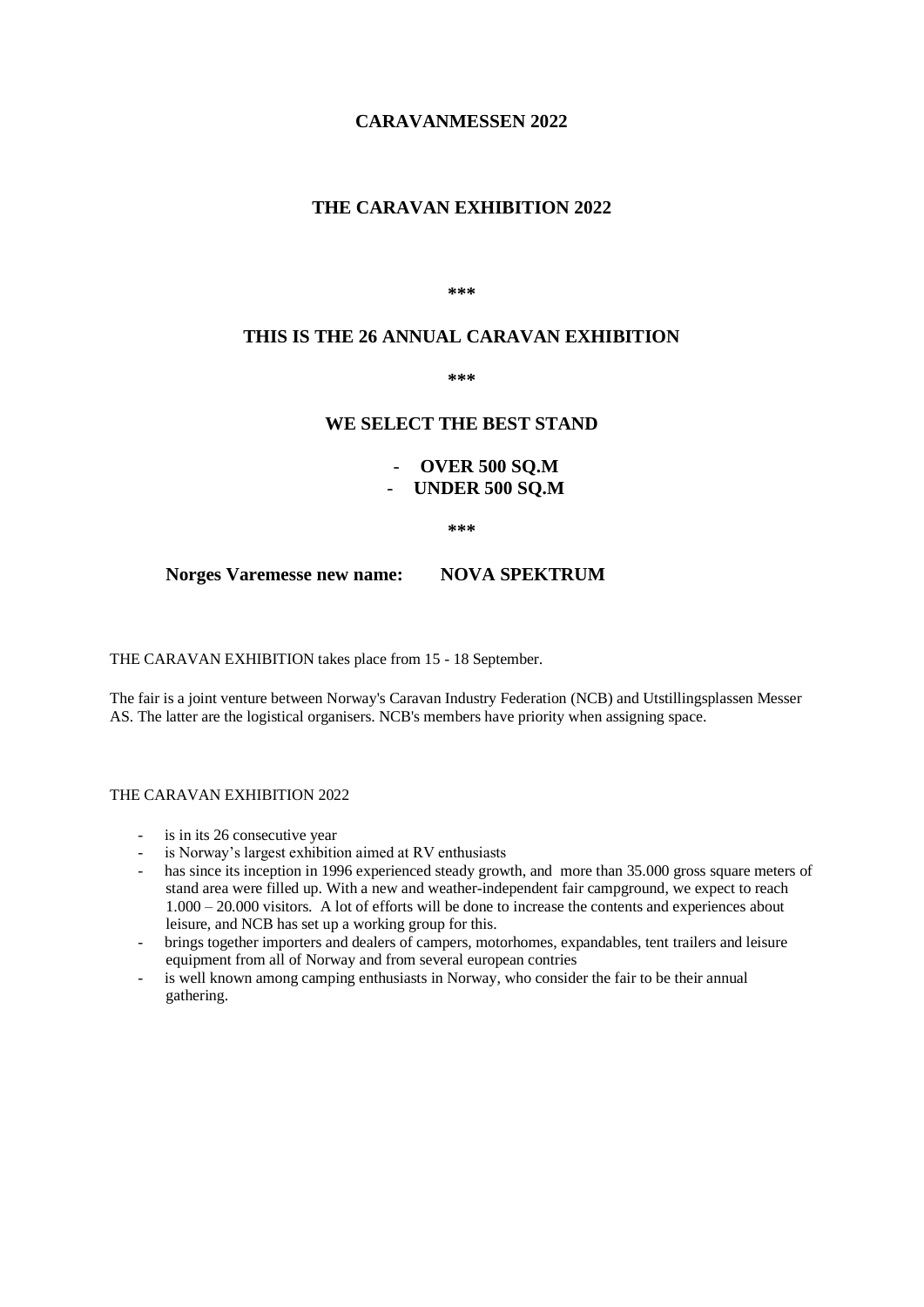# CARAVANMESSEN 2022

## THE CARAVAN EXHIBITION 2022

***

## THIS IS THE 26 ANNUAL CARAVAN EXHIBITION

***

## WE SELECT THE BEST STAND

- **OVER 500 SQ.M**
- **UNDER 500 SQ.M**

***

**Norges Varemesse new name: NOVA SPEKTRUM**

THE CARAVAN EXHIBITION takes place from 15 - 18 September.

The fair is a joint venture between Norway's Caravan Industry Federation (NCB) and Utstillingsplassen Messer AS. The latter are the logistical organisers. NCB's members have priority when assigning space.

THE CARAVAN EXHIBITION 2022

- is in its 26 consecutive year
- is Norway's largest exhibition aimed at RV enthusiasts
- has since its inception in 1996 experienced steady growth, and more than 35.000 gross square meters of stand area were filled up. With a new and weather-independent fair campground, we expect to reach 1.000 – 20.000 visitors. A lot of efforts will be done to increase the contents and experiences about leisure, and NCB has set up a working group for this.
- brings together importers and dealers of campers, motorhomes, expandables, tent trailers and leisure equipment from all of Norway and from several european contries
- is well known among camping enthusiasts in Norway, who consider the fair to be their annual gathering.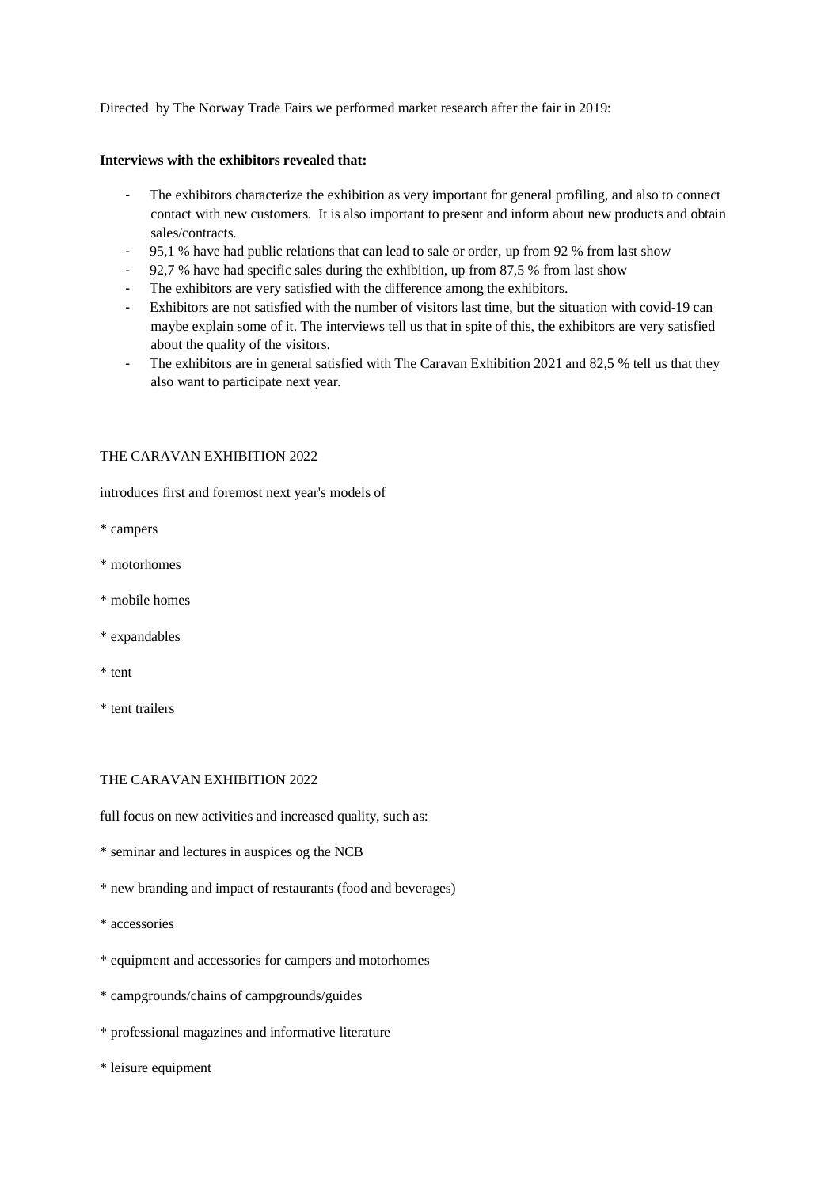Directed by The Norway Trade Fairs we performed market research after the fair in 2019:

**Interviews with the exhibitors revealed that:**

- The exhibitors characterize the exhibition as very important for general profiling, and also to connect contact with new customers. It is also important to present and inform about new products and obtain sales/contracts.
- 95,1 % have had public relations that can lead to sale or order, up from 92 % from last show
- 92,7 % have had specific sales during the exhibition, up from 87,5 % from last show
- The exhibitors are very satisfied with the difference among the exhibitors.
- Exhibitors are not satisfied with the number of visitors last time, but the situation with covid-19 can maybe explain some of it. The interviews tell us that in spite of this, the exhibitors are very satisfied about the quality of the visitors.
- The exhibitors are in general satisfied with The Caravan Exhibition 2021 and 82,5 % tell us that they also want to participate next year.

THE CARAVAN EXHIBITION 2022

introduces first and foremost next year's models of

* campers
* motorhomes
* mobile homes
* expandables
* tent
* tent trailers

THE CARAVAN EXHIBITION 2022

full focus on new activities and increased quality, such as:

* seminar and lectures in auspices og the NCB
* new branding and impact of restaurants (food and beverages)
* accessories
* equipment and accessories for campers and motorhomes
* campgrounds/chains of campgrounds/guides
* professional magazines and informative literature
* leisure equipment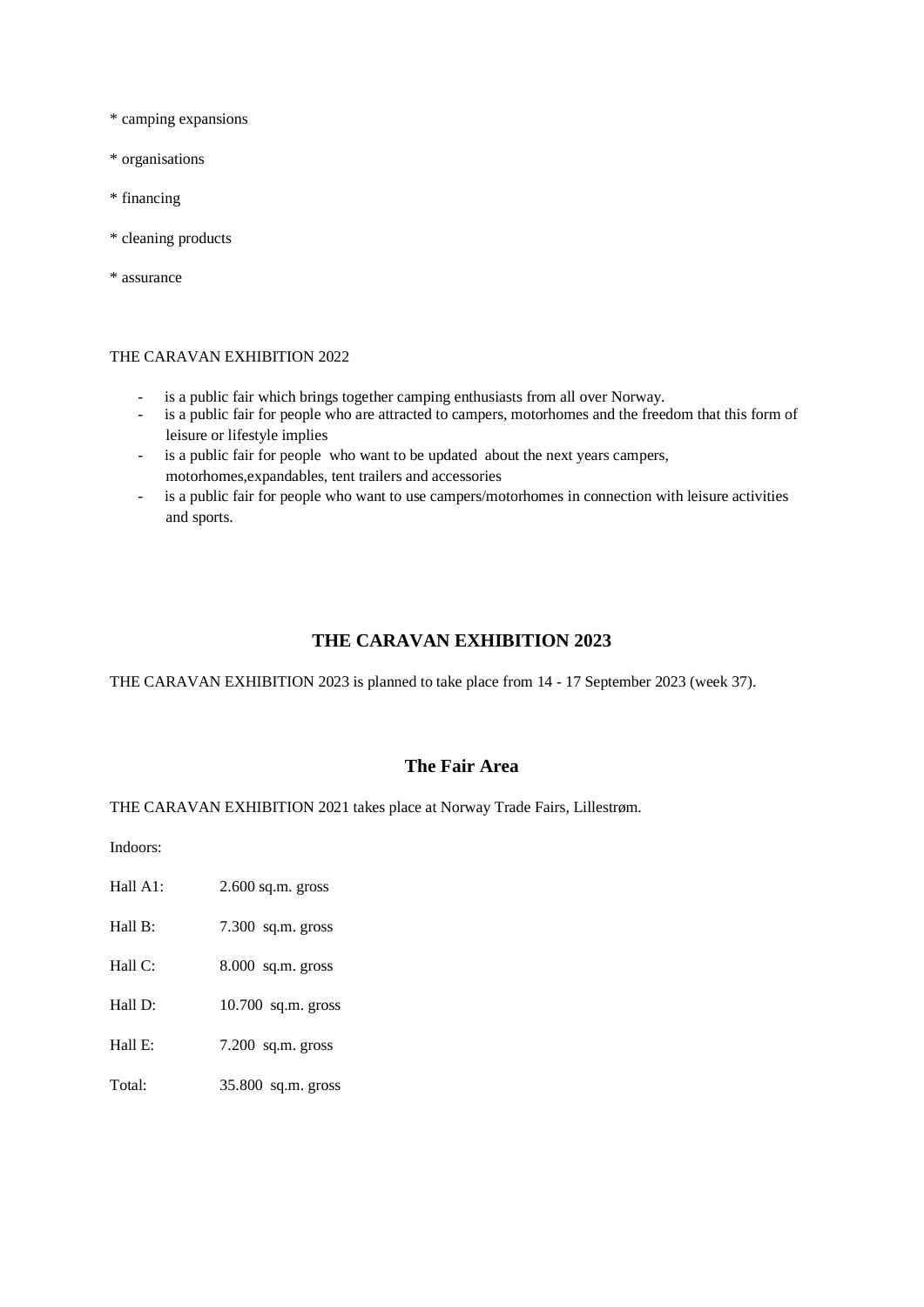* camping expansions

* organisations

* financing

* cleaning products

* assurance

THE CARAVAN EXHIBITION 2022

- is a public fair which brings together camping enthusiasts from all over Norway.
- is a public fair for people who are attracted to campers, motorhomes and the freedom that this form of leisure or lifestyle implies
- is a public fair for people who want to be updated about the next years campers, motorhomes,expandables, tent trailers and accessories
- is a public fair for people who want to use campers/motorhomes in connection with leisure activities and sports.

## THE CARAVAN EXHIBITION 2023

THE CARAVAN EXHIBITION 2023 is planned to take place from 14 - 17 September 2023 (week 37).

### The Fair Area

THE CARAVAN EXHIBITION 2021 takes place at Norway Trade Fairs, Lillestrøm.

Indoors:

| | |
|---|---|
| Hall A1: | 2.600 sq.m. gross |
| Hall B: | 7.300 sq.m. gross |
| Hall C: | 8.000 sq.m. gross |
| Hall D: | 10.700 sq.m. gross |
| Hall E: | 7.200 sq.m. gross |
| Total: | 35.800 sq.m. gross |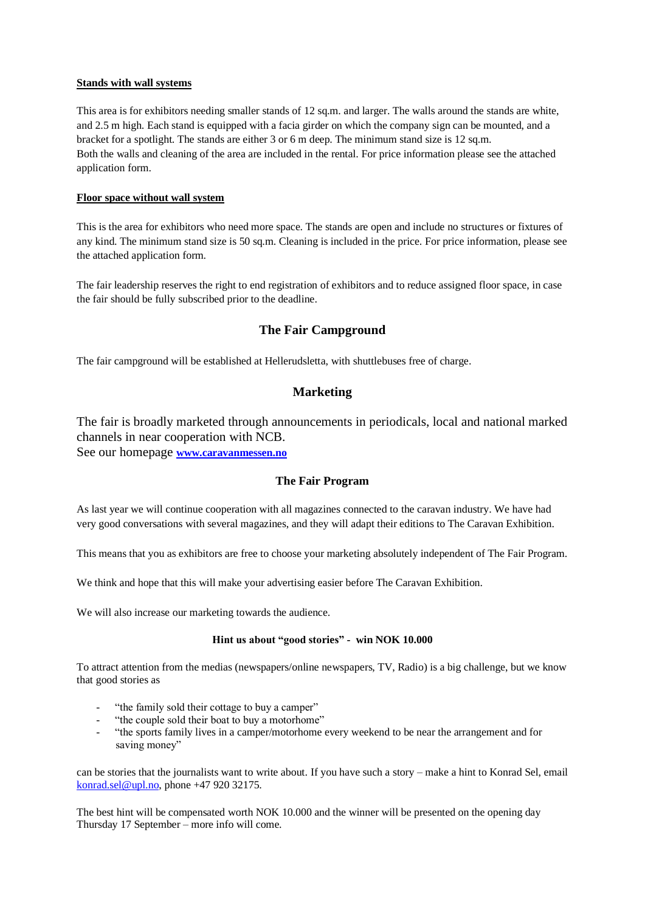**Stands with wall systems**

This area is for exhibitors needing smaller stands of 12 sq.m. and larger. The walls around the stands are white, and 2.5 m high. Each stand is equipped with a facia girder on which the company sign can be mounted, and a bracket for a spotlight. The stands are either 3 or 6 m deep. The minimum stand size is 12 sq.m.
Both the walls and cleaning of the area are included in the rental. For price information please see the attached application form.

**Floor space without wall system**

This is the area for exhibitors who need more space. The stands are open and include no structures or fixtures of any kind. The minimum stand size is 50 sq.m. Cleaning is included in the price. For price information, please see the attached application form.

The fair leadership reserves the right to end registration of exhibitors and to reduce assigned floor space, in case the fair should be fully subscribed prior to the deadline.

## The Fair Campground

The fair campground will be established at Hellerudsletta, with shuttlebuses free of charge.

## Marketing

The fair is broadly marketed through announcements in periodicals, local and national marked channels in near cooperation with NCB.
See our homepage **www.caravanmessen.no**

### The Fair Program

As last year we will continue cooperation with all magazines connected to the caravan industry. We have had very good conversations with several magazines, and they will adapt their editions to The Caravan Exhibition.

This means that you as exhibitors are free to choose your marketing absolutely independent of The Fair Program.

We think and hope that this will make your advertising easier before The Caravan Exhibition.

We will also increase our marketing towards the audience.

**Hint us about "good stories" - win NOK 10.000**

To attract attention from the medias (newspapers/online newspapers, TV, Radio) is a big challenge, but we know that good stories as

- "the family sold their cottage to buy a camper"
- "the couple sold their boat to buy a motorhome"
- "the sports family lives in a camper/motorhome every weekend to be near the arrangement and for saving money"

can be stories that the journalists want to write about. If you have such a story – make a hint to Konrad Sel, email konrad.sel@upl.no, phone +47 920 32175.

The best hint will be compensated worth NOK 10.000 and the winner will be presented on the opening day Thursday 17 September – more info will come.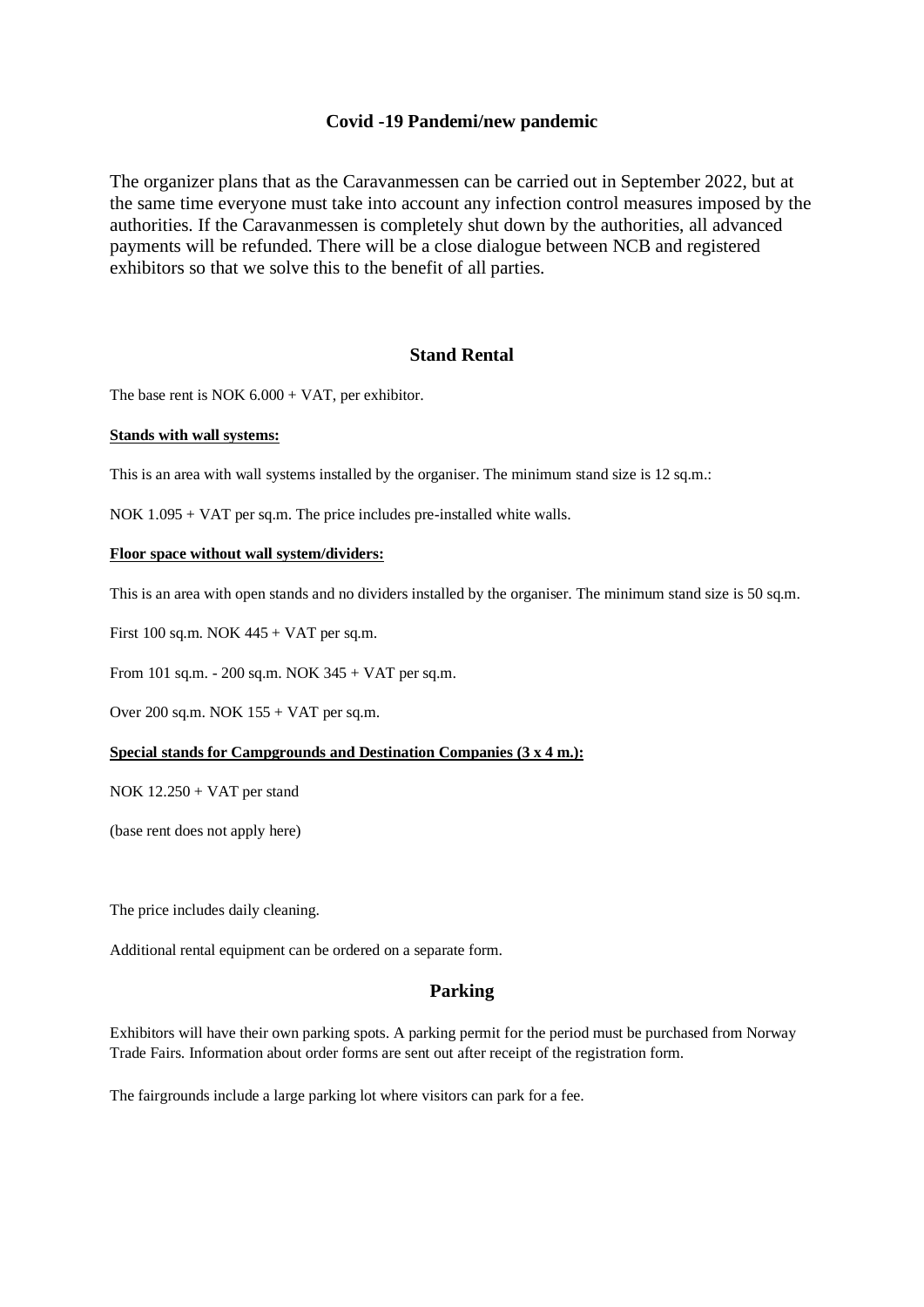## Covid -19 Pandemi/new pandemic

The organizer plans that as the Caravanmessen can be carried out in September 2022, but at the same time everyone must take into account any infection control measures imposed by the authorities. If the Caravanmessen is completely shut down by the authorities, all advanced payments will be refunded. There will be a close dialogue between NCB and registered exhibitors so that we solve this to the benefit of all parties.

## Stand Rental

The base rent is NOK 6.000 + VAT, per exhibitor.

**Stands with wall systems:**

This is an area with wall systems installed by the organiser. The minimum stand size is 12 sq.m.:

NOK 1.095 + VAT per sq.m. The price includes pre-installed white walls.

**Floor space without wall system/dividers:**

This is an area with open stands and no dividers installed by the organiser. The minimum stand size is 50 sq.m.

First 100 sq.m. NOK 445 + VAT per sq.m.

From 101 sq.m. - 200 sq.m. NOK 345 + VAT per sq.m.

Over 200 sq.m. NOK 155 + VAT per sq.m.

**Special stands for Campgrounds and Destination Companies (3 x 4 m.):**

NOK 12.250 + VAT per stand

(base rent does not apply here)

The price includes daily cleaning.

Additional rental equipment can be ordered on a separate form.

## Parking

Exhibitors will have their own parking spots. A parking permit for the period must be purchased from Norway Trade Fairs. Information about order forms are sent out after receipt of the registration form.

The fairgrounds include a large parking lot where visitors can park for a fee.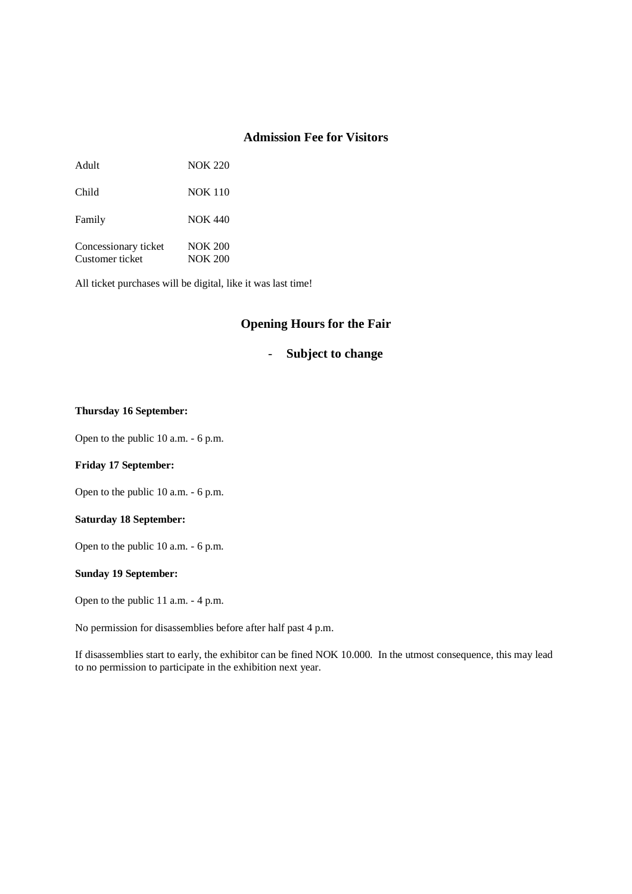## Admission Fee for Visitors

| | |
|---|---|
| Adult | NOK 220 |
| Child | NOK 110 |
| Family | NOK 440 |
| Concessionary ticket | NOK 200 |
| Customer ticket | NOK 200 |

All ticket purchases will be digital, like it was last time!

## Opening Hours for the Fair

### - Subject to change

**Thursday 16 September:**

Open to the public 10 a.m. - 6 p.m.

**Friday 17 September:**

Open to the public 10 a.m. - 6 p.m.

**Saturday 18 September:**

Open to the public 10 a.m. - 6 p.m.

**Sunday 19 September:**

Open to the public 11 a.m. - 4 p.m.

No permission for disassemblies before after half past 4 p.m.

If disassemblies start to early, the exhibitor can be fined NOK 10.000. In the utmost consequence, this may lead to no permission to participate in the exhibition next year.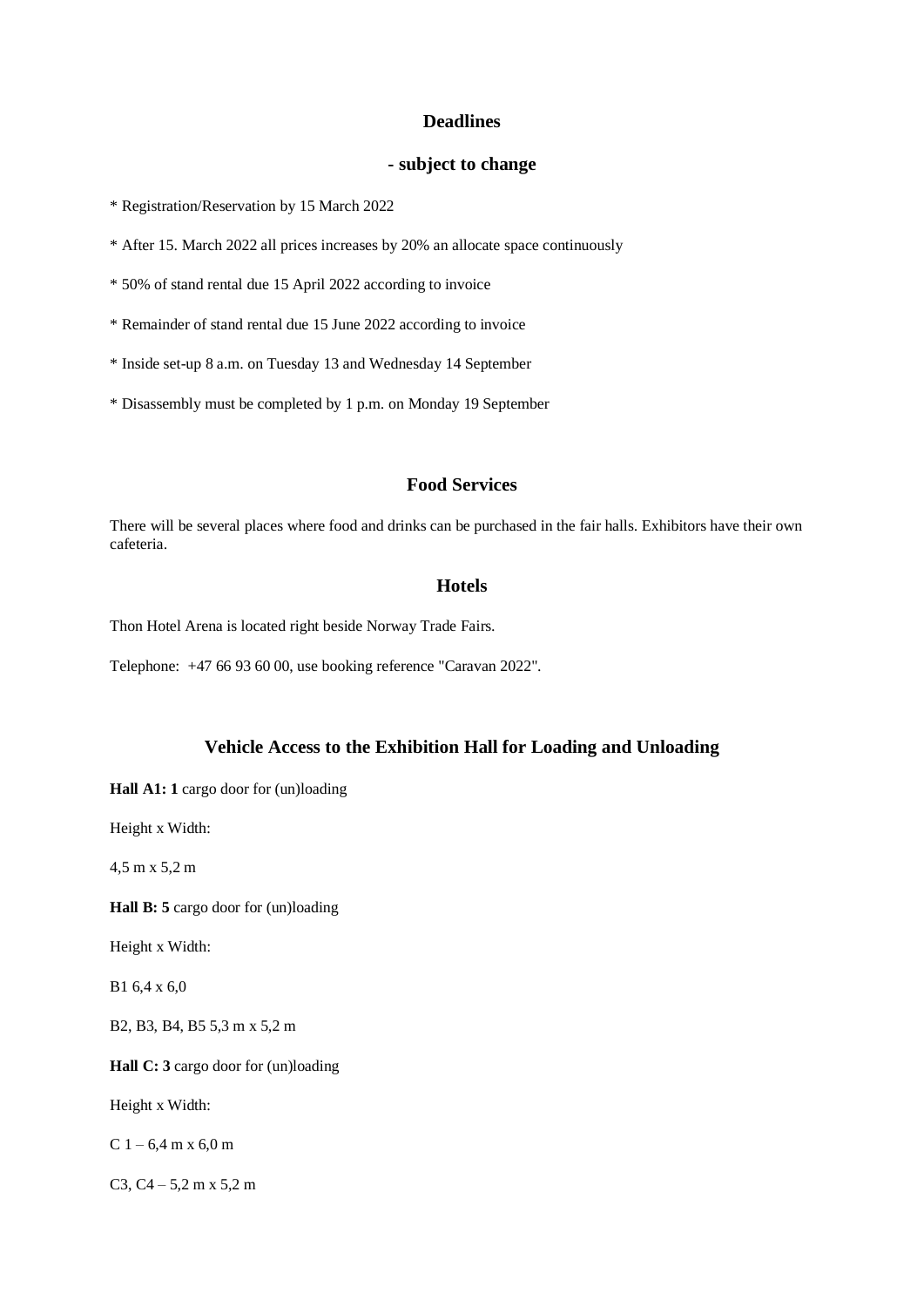## Deadlines

## - subject to change

* Registration/Reservation by 15 March 2022

* After 15. March 2022 all prices increases by 20% an allocate space continuously

* 50% of stand rental due 15 April 2022 according to invoice

* Remainder of stand rental due 15 June 2022 according to invoice

* Inside set-up 8 a.m. on Tuesday 13 and Wednesday 14 September

* Disassembly must be completed by 1 p.m. on Monday 19 September

## Food Services

There will be several places where food and drinks can be purchased in the fair halls. Exhibitors have their own cafeteria.

## Hotels

Thon Hotel Arena is located right beside Norway Trade Fairs.

Telephone:  +47 66 93 60 00, use booking reference "Caravan 2022".

## Vehicle Access to the Exhibition Hall for Loading and Unloading

**Hall A1: 1** cargo door for (un)loading

Height x Width:

4,5 m x 5,2 m

**Hall B: 5** cargo door for (un)loading

Height x Width:

B1 6,4 x 6,0

B2, B3, B4, B5 5,3 m x 5,2 m

**Hall C: 3** cargo door for (un)loading

Height x Width:

C 1 – 6,4 m x 6,0 m

C3, C4 – 5,2 m x 5,2 m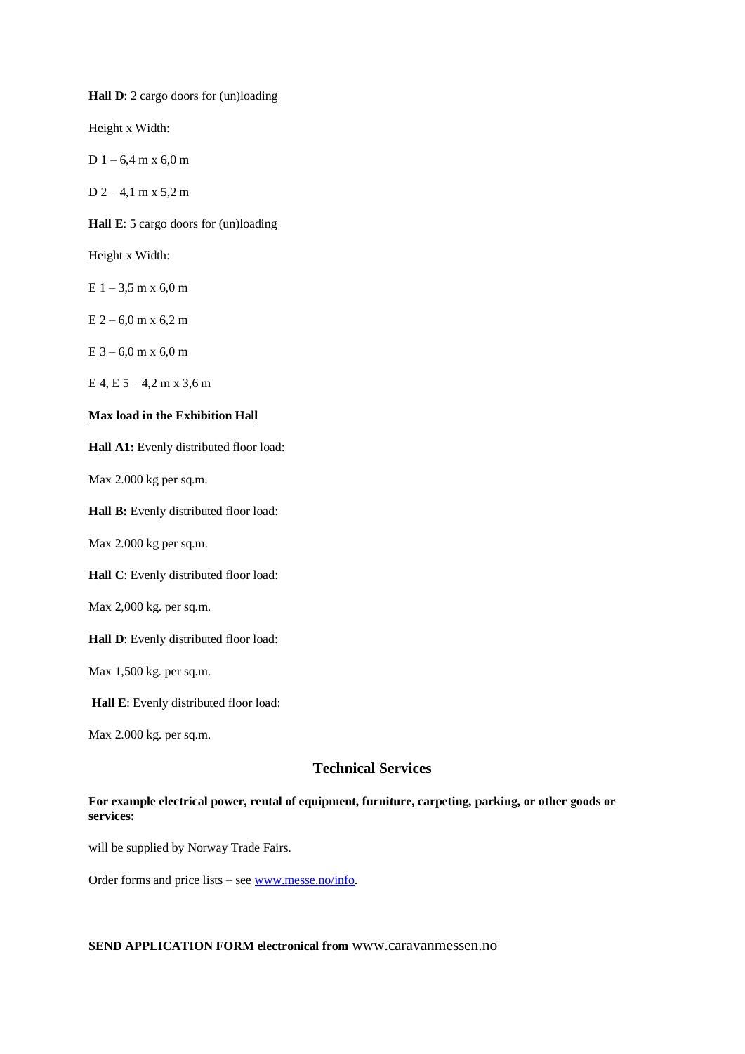**Hall D**: 2 cargo doors for (un)loading

Height x Width:

D 1 – 6,4 m x 6,0 m

D 2 – 4,1 m x 5,2 m

**Hall E**: 5 cargo doors for (un)loading

Height x Width:

E 1 – 3,5 m x 6,0 m

E 2 – 6,0 m x 6,2 m

E 3 – 6,0 m x 6,0 m

E 4, E 5 – 4,2 m x 3,6 m

**Max load in the Exhibition Hall**

**Hall A1:** Evenly distributed floor load:

Max 2.000 kg per sq.m.

**Hall B:** Evenly distributed floor load:

Max 2.000 kg per sq.m.

**Hall C**: Evenly distributed floor load:

Max 2,000 kg. per sq.m.

**Hall D**: Evenly distributed floor load:

Max 1,500 kg. per sq.m.

**Hall E**: Evenly distributed floor load:

Max 2.000 kg. per sq.m.

## Technical Services

**For example electrical power, rental of equipment, furniture, carpeting, parking, or other goods or services:**

will be supplied by Norway Trade Fairs.

Order forms and price lists – see [www.messe.no/info](www.messe.no/info).

**SEND APPLICATION FORM electronical from** www.caravanmessen.no